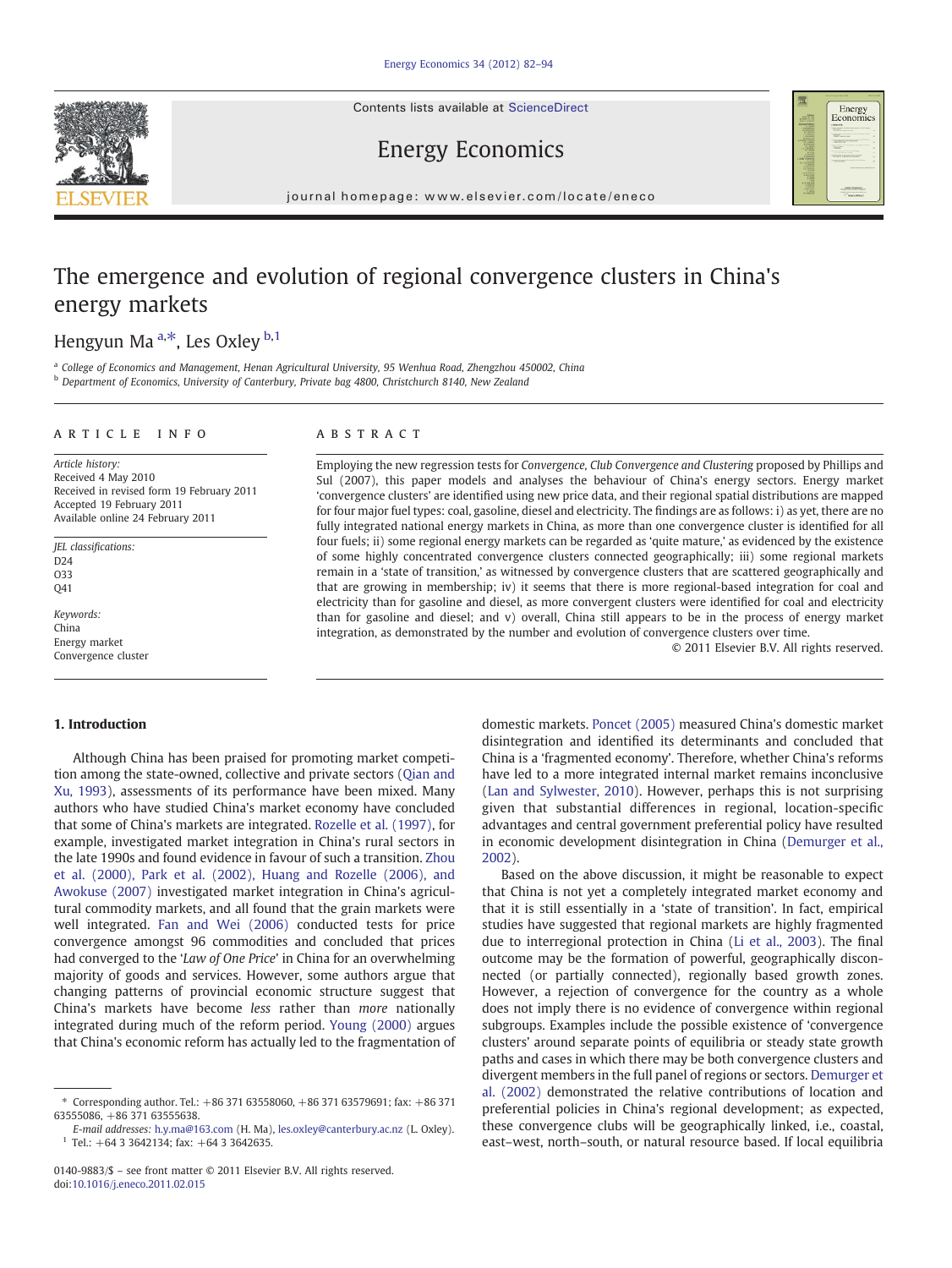# The emergence and evolution of regional convergence clusters in China's energy markets

Hengyun Ma [a,*], Les Oxley [b,1]

[a] College of Economics and Management, Henan Agricultural University, 95 Wenhua Road, Zhengzhou 450002, China

[b] Department of Economics, University of Canterbury, Private bag 4800, Christchurch 8140, New Zealand

## ARTICLE INFO

*Article history:*
Received 4 May 2010
Received in revised form 19 February 2011
Accepted 19 February 2011
Available online 24 February 2011

*JEL classifications:*
D24
O33
Q41

*Keywords:*
China
Energy market
Convergence cluster

## ABSTRACT

Employing the new regression tests for *Convergence, Club Convergence and Clustering* proposed by Phillips and Sul (2007), this paper models and analyses the behaviour of China's energy sectors. Energy market 'convergence clusters' are identified using new price data, and their regional spatial distributions are mapped for four major fuel types: coal, gasoline, diesel and electricity. The findings are as follows: i) as yet, there are no fully integrated national energy markets in China, as more than one convergence cluster is identified for all four fuels; ii) some regional energy markets can be regarded as 'quite mature,' as evidenced by the existence of some highly concentrated convergence clusters connected geographically; iii) some regional markets remain in a 'state of transition,' as witnessed by convergence clusters that are scattered geographically and that are growing in membership; iv) it seems that there is more regional-based integration for coal and electricity than for gasoline and diesel, as more convergent clusters were identified for coal and electricity than for gasoline and diesel; and v) overall, China still appears to be in the process of energy market integration, as demonstrated by the number and evolution of convergence clusters over time.

© 2011 Elsevier B.V. All rights reserved.

## 1. Introduction

Although China has been praised for promoting market competition among the state-owned, collective and private sectors (Qian and Xu, 1993), assessments of its performance have been mixed. Many authors who have studied China's market economy have concluded that some of China's markets are integrated. Rozelle et al. (1997), for example, investigated market integration in China's rural sectors in the late 1990s and found evidence in favour of such a transition. Zhou et al. (2000), Park et al. (2002), Huang and Rozelle (2006), and Awokuse (2007) investigated market integration in China's agricultural commodity markets, and all found that the grain markets were well integrated. Fan and Wei (2006) conducted tests for price convergence amongst 96 commodities and concluded that prices had converged to the '*Law of One Price*' in China for an overwhelming majority of goods and services. However, some authors argue that changing patterns of provincial economic structure suggest that China's markets have become *less* rather than *more* nationally integrated during much of the reform period. Young (2000) argues that China's economic reform has actually led to the fragmentation of domestic markets. Poncet (2005) measured China's domestic market disintegration and identified its determinants and concluded that China is a 'fragmented economy'. Therefore, whether China's reforms have led to a more integrated internal market remains inconclusive (Lan and Sylwester, 2010). However, perhaps this is not surprising given that substantial differences in regional, location-specific advantages and central government preferential policy have resulted in economic development disintegration in China (Demurger et al., 2002).

Based on the above discussion, it might be reasonable to expect that China is not yet a completely integrated market economy and that it is still essentially in a 'state of transition'. In fact, empirical studies have suggested that regional markets are highly fragmented due to interregional protection in China (Li et al., 2003). The final outcome may be the formation of powerful, geographically disconnected (or partially connected), regionally based growth zones. However, a rejection of convergence for the country as a whole does not imply there is no evidence of convergence within regional subgroups. Examples include the possible existence of 'convergence clusters' around separate points of equilibria or steady state growth paths and cases in which there may be both convergence clusters and divergent members in the full panel of regions or sectors. Demurger et al. (2002) demonstrated the relative contributions of location and preferential policies in China's regional development; as expected, these convergence clubs will be geographically linked, i.e., coastal, east–west, north–south, or natural resource based. If local equilibria

---

\* Corresponding author. Tel.: +86 371 63558060, +86 371 63579691; fax: +86 371 63555086, +86 371 63555638.
*E-mail addresses:* h.y.ma@163.com (H. Ma), les.oxley@canterbury.ac.nz (L. Oxley).
[1] Tel.: +64 3 3642134; fax: +64 3 3642635.

0140-9883/$ – see front matter © 2011 Elsevier B.V. All rights reserved.
doi:10.1016/j.eneco.2011.02.015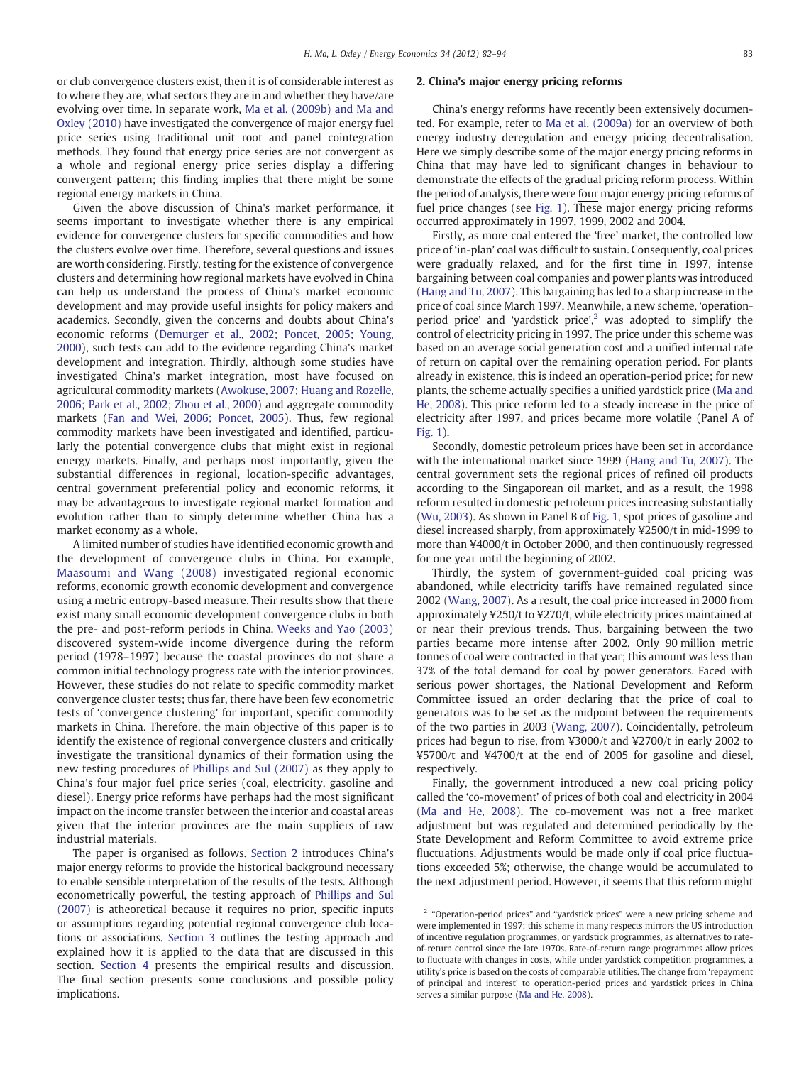or club convergence clusters exist, then it is of considerable interest as to where they are, what sectors they are in and whether they have/are evolving over time. In separate work, Ma et al. (2009b) and Ma and Oxley (2010) have investigated the convergence of major energy fuel price series using traditional unit root and panel cointegration methods. They found that energy price series are not convergent as a whole and regional energy price series display a differing convergent pattern; this finding implies that there might be some regional energy markets in China.

Given the above discussion of China's market performance, it seems important to investigate whether there is any empirical evidence for convergence clusters for specific commodities and how the clusters evolve over time. Therefore, several questions and issues are worth considering. Firstly, testing for the existence of convergence clusters and determining how regional markets have evolved in China can help us understand the process of China's market economic development and may provide useful insights for policy makers and academics. Secondly, given the concerns and doubts about China's economic reforms (Demurger et al., 2002; Poncet, 2005; Young, 2000), such tests can add to the evidence regarding China's market development and integration. Thirdly, although some studies have investigated China's market integration, most have focused on agricultural commodity markets (Awokuse, 2007; Huang and Rozelle, 2006; Park et al., 2002; Zhou et al., 2000) and aggregate commodity markets (Fan and Wei, 2006; Poncet, 2005). Thus, few regional commodity markets have been investigated and identified, particularly the potential convergence clubs that might exist in regional energy markets. Finally, and perhaps most importantly, given the substantial differences in regional, location-specific advantages, central government preferential policy and economic reforms, it may be advantageous to investigate regional market formation and evolution rather than to simply determine whether China has a market economy as a whole.

A limited number of studies have identified economic growth and the development of convergence clubs in China. For example, Maasoumi and Wang (2008) investigated regional economic reforms, economic growth economic development and convergence using a metric entropy-based measure. Their results show that there exist many small economic development convergence clubs in both the pre- and post-reform periods in China. Weeks and Yao (2003) discovered system-wide income divergence during the reform period (1978–1997) because the coastal provinces do not share a common initial technology progress rate with the interior provinces. However, these studies do not relate to specific commodity market convergence cluster tests; thus far, there have been few econometric tests of 'convergence clustering' for important, specific commodity markets in China. Therefore, the main objective of this paper is to identify the existence of regional convergence clusters and critically investigate the transitional dynamics of their formation using the new testing procedures of Phillips and Sul (2007) as they apply to China's four major fuel price series (coal, electricity, gasoline and diesel). Energy price reforms have perhaps had the most significant impact on the income transfer between the interior and coastal areas given that the interior provinces are the main suppliers of raw industrial materials.

The paper is organised as follows. Section 2 introduces China's major energy reforms to provide the historical background necessary to enable sensible interpretation of the results of the tests. Although econometrically powerful, the testing approach of Phillips and Sul (2007) is atheoretical because it requires no prior, specific inputs or assumptions regarding potential regional convergence club locations or associations. Section 3 outlines the testing approach and explained how it is applied to the data that are discussed in this section. Section 4 presents the empirical results and discussion. The final section presents some conclusions and possible policy implications.

## 2. China's major energy pricing reforms

China's energy reforms have recently been extensively documented. For example, refer to Ma et al. (2009a) for an overview of both energy industry deregulation and energy pricing decentralisation. Here we simply describe some of the major energy pricing reforms in China that may have led to significant changes in behaviour to demonstrate the effects of the gradual pricing reform process. Within the period of analysis, there were four major energy pricing reforms of fuel price changes (see Fig. 1). These major energy pricing reforms occurred approximately in 1997, 1999, 2002 and 2004.

Firstly, as more coal entered the 'free' market, the controlled low price of 'in-plan' coal was difficult to sustain. Consequently, coal prices were gradually relaxed, and for the first time in 1997, intense bargaining between coal companies and power plants was introduced (Hang and Tu, 2007). This bargaining has led to a sharp increase in the price of coal since March 1997. Meanwhile, a new scheme, 'operation-period price' and 'yardstick price',[2] was adopted to simplify the control of electricity pricing in 1997. The price under this scheme was based on an average social generation cost and a unified internal rate of return on capital over the remaining operation period. For plants already in existence, this is indeed an operation-period price; for new plants, the scheme actually specifies a unified yardstick price (Ma and He, 2008). This price reform led to a steady increase in the price of electricity after 1997, and prices became more volatile (Panel A of Fig. 1).

Secondly, domestic petroleum prices have been set in accordance with the international market since 1999 (Hang and Tu, 2007). The central government sets the regional prices of refined oil products according to the Singaporean oil market, and as a result, the 1998 reform resulted in domestic petroleum prices increasing substantially (Wu, 2003). As shown in Panel B of Fig. 1, spot prices of gasoline and diesel increased sharply, from approximately ¥2500/t in mid-1999 to more than ¥4000/t in October 2000, and then continuously regressed for one year until the beginning of 2002.

Thirdly, the system of government-guided coal pricing was abandoned, while electricity tariffs have remained regulated since 2002 (Wang, 2007). As a result, the coal price increased in 2000 from approximately ¥250/t to ¥270/t, while electricity prices maintained at or near their previous trends. Thus, bargaining between the two parties became more intense after 2002. Only 90 million metric tonnes of coal were contracted in that year; this amount was less than 37% of the total demand for coal by power generators. Faced with serious power shortages, the National Development and Reform Committee issued an order declaring that the price of coal to generators was to be set as the midpoint between the requirements of the two parties in 2003 (Wang, 2007). Coincidentally, petroleum prices had begun to rise, from ¥3000/t and ¥2700/t in early 2002 to ¥5700/t and ¥4700/t at the end of 2005 for gasoline and diesel, respectively.

Finally, the government introduced a new coal pricing policy called the 'co-movement' of prices of both coal and electricity in 2004 (Ma and He, 2008). The co-movement was not a free market adjustment but was regulated and determined periodically by the State Development and Reform Committee to avoid extreme price fluctuations. Adjustments would be made only if coal price fluctuations exceeded 5%; otherwise, the change would be accumulated to the next adjustment period. However, it seems that this reform might

[2] "Operation-period prices" and "yardstick prices" were a new pricing scheme and were implemented in 1997; this scheme in many respects mirrors the US introduction of incentive regulation programmes, or yardstick programmes, as alternatives to rate-of-return control since the late 1970s. Rate-of-return range programmes allow prices to fluctuate with changes in costs, while under yardstick competition programmes, a utility's price is based on the costs of comparable utilities. The change from 'repayment of principal and interest' to operation-period prices and yardstick prices in China serves a similar purpose (Ma and He, 2008).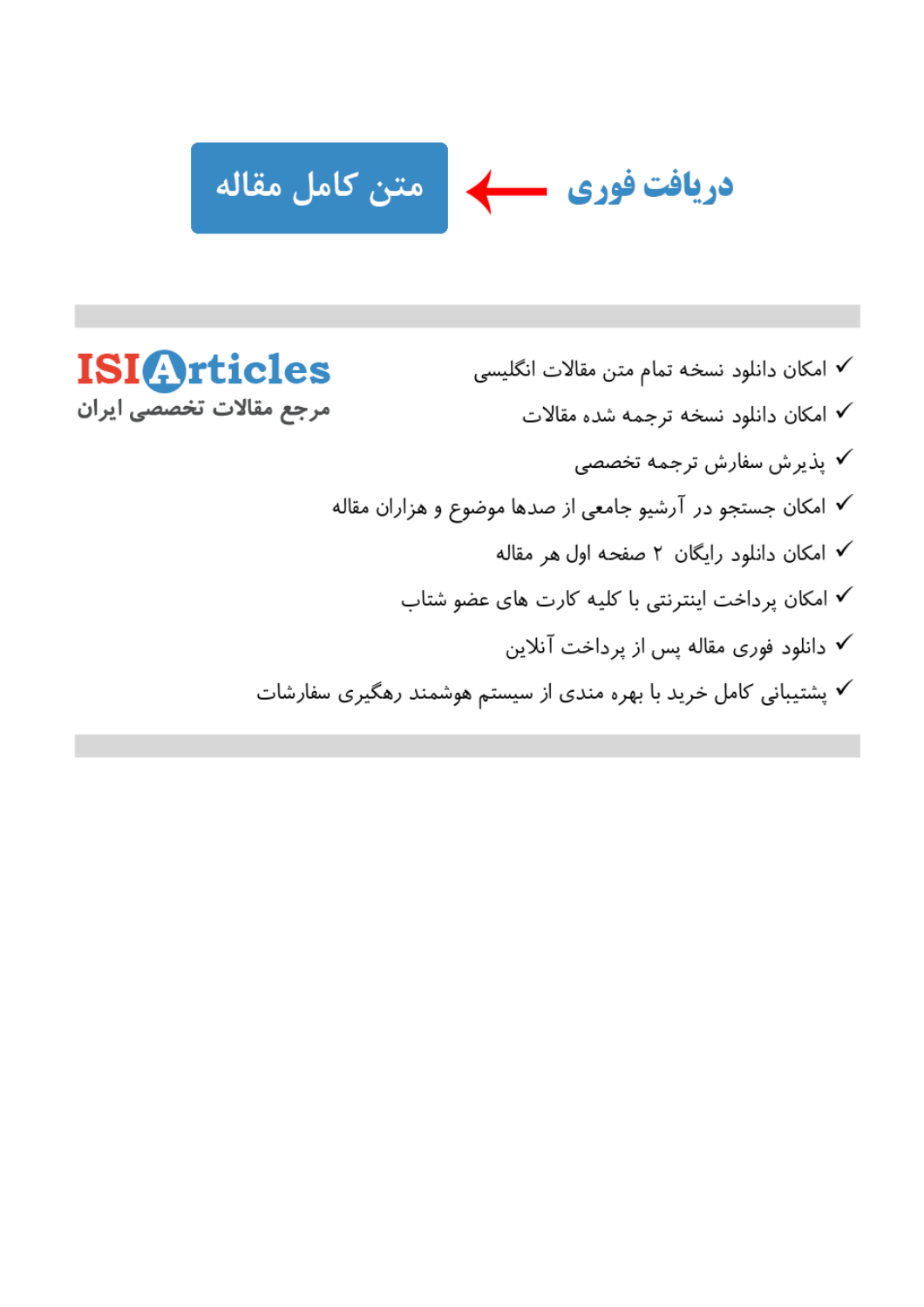دریافت فوری ← متن کامل مقاله

ISIArticles
مرجع مقالات تخصصی ایران

- ✓ امکان دانلود نسخه تمام متن مقالات انگلیسی
- ✓ امکان دانلود نسخه ترجمه شده مقالات
- ✓ پذیرش سفارش ترجمه تخصصی
- ✓ امکان جستجو در آرشیو جامعی از صدها موضوع و هزاران مقاله
- ✓ امکان دانلود رایگان ۲ صفحه اول هر مقاله
- ✓ امکان پرداخت اینترنتی با کلیه کارت های عضو شتاب
- ✓ دانلود فوری مقاله پس از پرداخت آنلاین
- ✓ پشتیبانی کامل خرید با بهره مندی از سیستم هوشمند رهگیری سفارشات